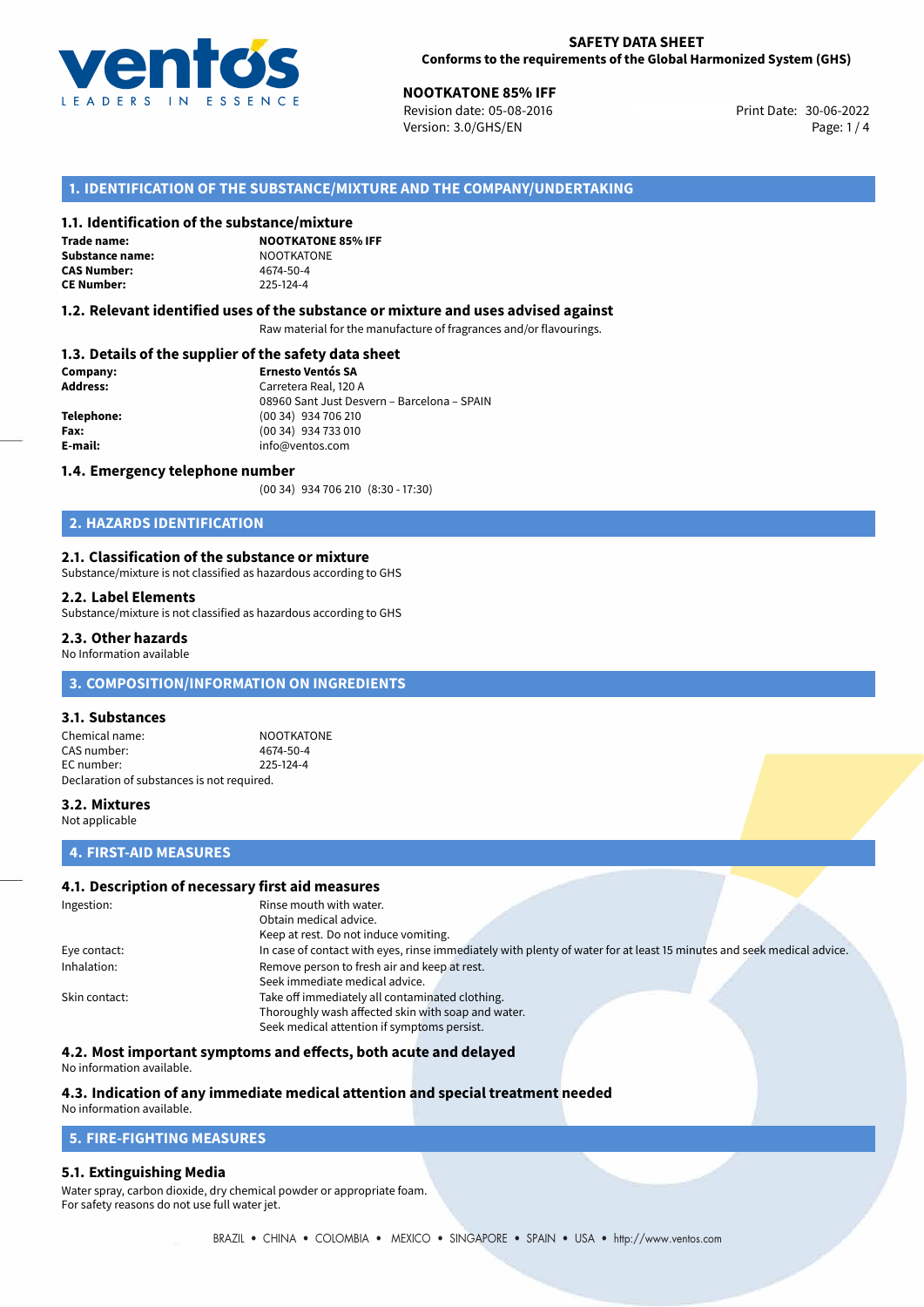**SAFETY DATA SHEET**
**Conforms to the requirements of the Global Harmonized System (GHS)**

**NOOTKATONE 85% IFF**
Revision date: 05-08-2016
Version: 3.0/GHS/EN
Print Date: 30-06-2022

## 1. IDENTIFICATION OF THE SUBSTANCE/MIXTURE AND THE COMPANY/UNDERTAKING

### 1.1. Identification of the substance/mixture

**Trade name:** **NOOTKATONE 85% IFF**
**Substance name:** NOOTKATONE
**CAS Number:** 4674-50-4
**CE Number:** 225-124-4

### 1.2. Relevant identified uses of the substance or mixture and uses advised against

Raw material for the manufacture of fragrances and/or flavourings.

### 1.3. Details of the supplier of the safety data sheet

**Company:** **Ernesto Ventós SA**
**Address:** Carretera Real, 120 A
08960 Sant Just Desvern – Barcelona – SPAIN
**Telephone:** (00 34) 934 706 210
**Fax:** (00 34) 934 733 010
**E-mail:** info@ventos.com

### 1.4. Emergency telephone number

(00 34) 934 706 210 (8:30 - 17:30)

## 2. HAZARDS IDENTIFICATION

### 2.1. Classification of the substance or mixture

Substance/mixture is not classified as hazardous according to GHS

### 2.2. Label Elements

Substance/mixture is not classified as hazardous according to GHS

### 2.3. Other hazards

No Information available

## 3. COMPOSITION/INFORMATION ON INGREDIENTS

### 3.1. Substances

Chemical name: NOOTKATONE
CAS number: 4674-50-4
EC number: 225-124-4
Declaration of substances is not required.

### 3.2. Mixtures

Not applicable

## 4. FIRST-AID MEASURES

### 4.1. Description of necessary first aid measures

Ingestion: Rinse mouth with water.
Obtain medical advice.
Keep at rest. Do not induce vomiting.

Eye contact: In case of contact with eyes, rinse immediately with plenty of water for at least 15 minutes and seek medical advice.

Inhalation: Remove person to fresh air and keep at rest.
Seek immediate medical advice.

Skin contact: Take off immediately all contaminated clothing.
Thoroughly wash affected skin with soap and water.
Seek medical attention if symptoms persist.

### 4.2. Most important symptoms and effects, both acute and delayed

No information available.

### 4.3. Indication of any immediate medical attention and special treatment needed

No information available.

## 5. FIRE-FIGHTING MEASURES

### 5.1. Extinguishing Media

Water spray, carbon dioxide, dry chemical powder or appropriate foam.
For safety reasons do not use full water jet.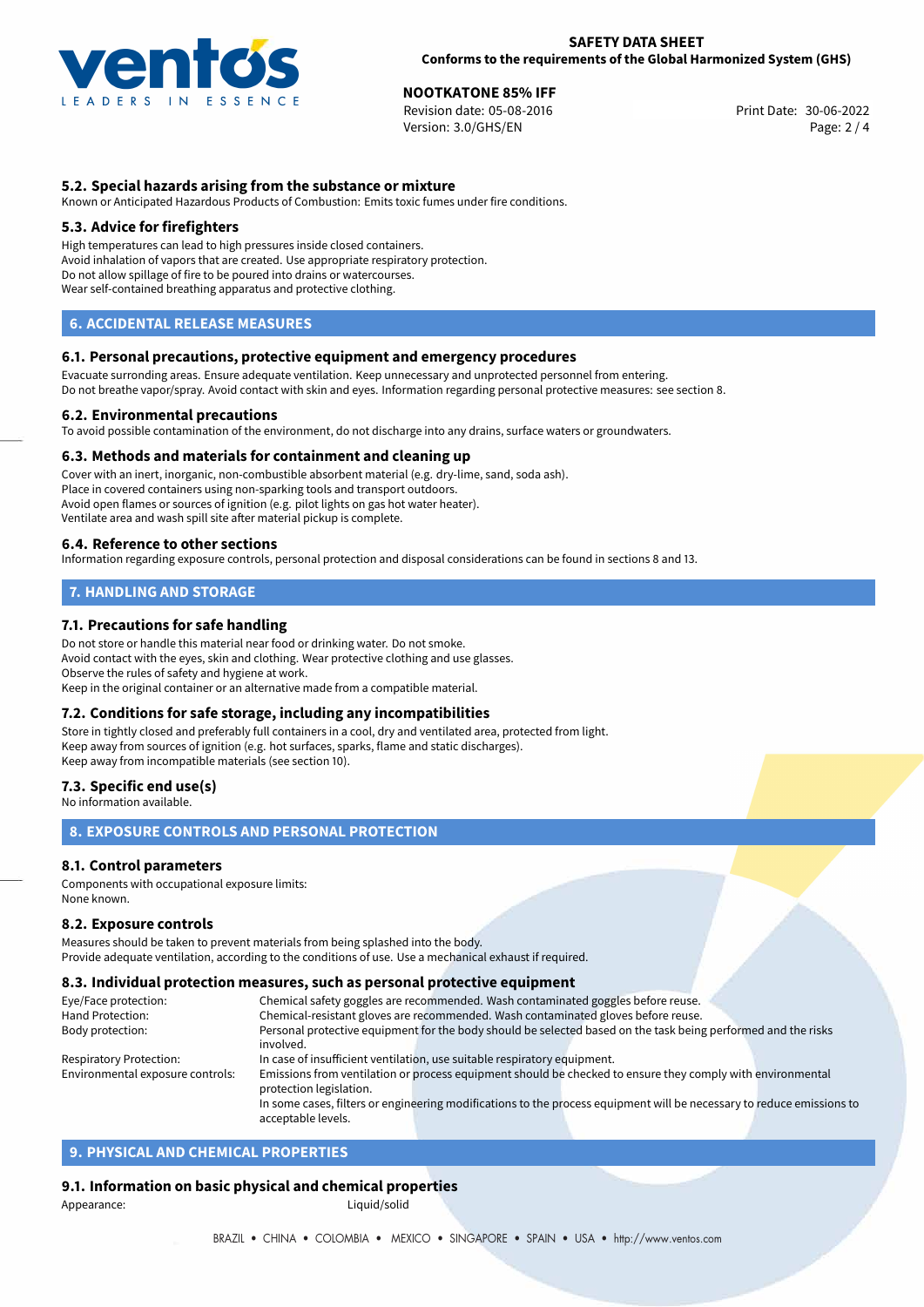#### 5.2. Special hazards arising from the substance or mixture

Known or Anticipated Hazardous Products of Combustion: Emits toxic fumes under fire conditions.

#### 5.3. Advice for firefighters

High temperatures can lead to high pressures inside closed containers.
Avoid inhalation of vapors that are created. Use appropriate respiratory protection.
Do not allow spillage of fire to be poured into drains or watercourses.
Wear self-contained breathing apparatus and protective clothing.

## 6. ACCIDENTAL RELEASE MEASURES

#### 6.1. Personal precautions, protective equipment and emergency procedures

Evacuate surrounding areas. Ensure adequate ventilation. Keep unnecessary and unprotected personnel from entering.
Do not breathe vapor/spray. Avoid contact with skin and eyes. Information regarding personal protective measures: see section 8.

#### 6.2. Environmental precautions

To avoid possible contamination of the environment, do not discharge into any drains, surface waters or groundwaters.

#### 6.3. Methods and materials for containment and cleaning up

Cover with an inert, inorganic, non-combustible absorbent material (e.g. dry-lime, sand, soda ash).
Place in covered containers using non-sparking tools and transport outdoors.
Avoid open flames or sources of ignition (e.g. pilot lights on gas hot water heater).
Ventilate area and wash spill site after material pickup is complete.

#### 6.4. Reference to other sections

Information regarding exposure controls, personal protection and disposal considerations can be found in sections 8 and 13.

## 7. HANDLING AND STORAGE

#### 7.1. Precautions for safe handling

Do not store or handle this material near food or drinking water. Do not smoke.
Avoid contact with the eyes, skin and clothing. Wear protective clothing and use glasses.
Observe the rules of safety and hygiene at work.
Keep in the original container or an alternative made from a compatible material.

#### 7.2. Conditions for safe storage, including any incompatibilities

Store in tightly closed and preferably full containers in a cool, dry and ventilated area, protected from light.
Keep away from sources of ignition (e.g. hot surfaces, sparks, flame and static discharges).
Keep away from incompatible materials (see section 10).

#### 7.3. Specific end use(s)

No information available.

## 8. EXPOSURE CONTROLS AND PERSONAL PROTECTION

#### 8.1. Control parameters

Components with occupational exposure limits:
None known.

#### 8.2. Exposure controls

Measures should be taken to prevent materials from being splashed into the body.
Provide adequate ventilation, according to the conditions of use. Use a mechanical exhaust if required.

#### 8.3. Individual protection measures, such as personal protective equipment

| | |
|---|---|
| Eye/Face protection: | Chemical safety goggles are recommended. Wash contaminated goggles before reuse. |
| Hand Protection: | Chemical-resistant gloves are recommended. Wash contaminated gloves before reuse. |
| Body protection: | Personal protective equipment for the body should be selected based on the task being performed and the risks involved. |
| Respiratory Protection: | In case of insufficient ventilation, use suitable respiratory equipment. |
| Environmental exposure controls: | Emissions from ventilation or process equipment should be checked to ensure they comply with environmental protection legislation. In some cases, filters or engineering modifications to the process equipment will be necessary to reduce emissions to acceptable levels. |

## 9. PHYSICAL AND CHEMICAL PROPERTIES

#### 9.1. Information on basic physical and chemical properties

Appearance: Liquid/solid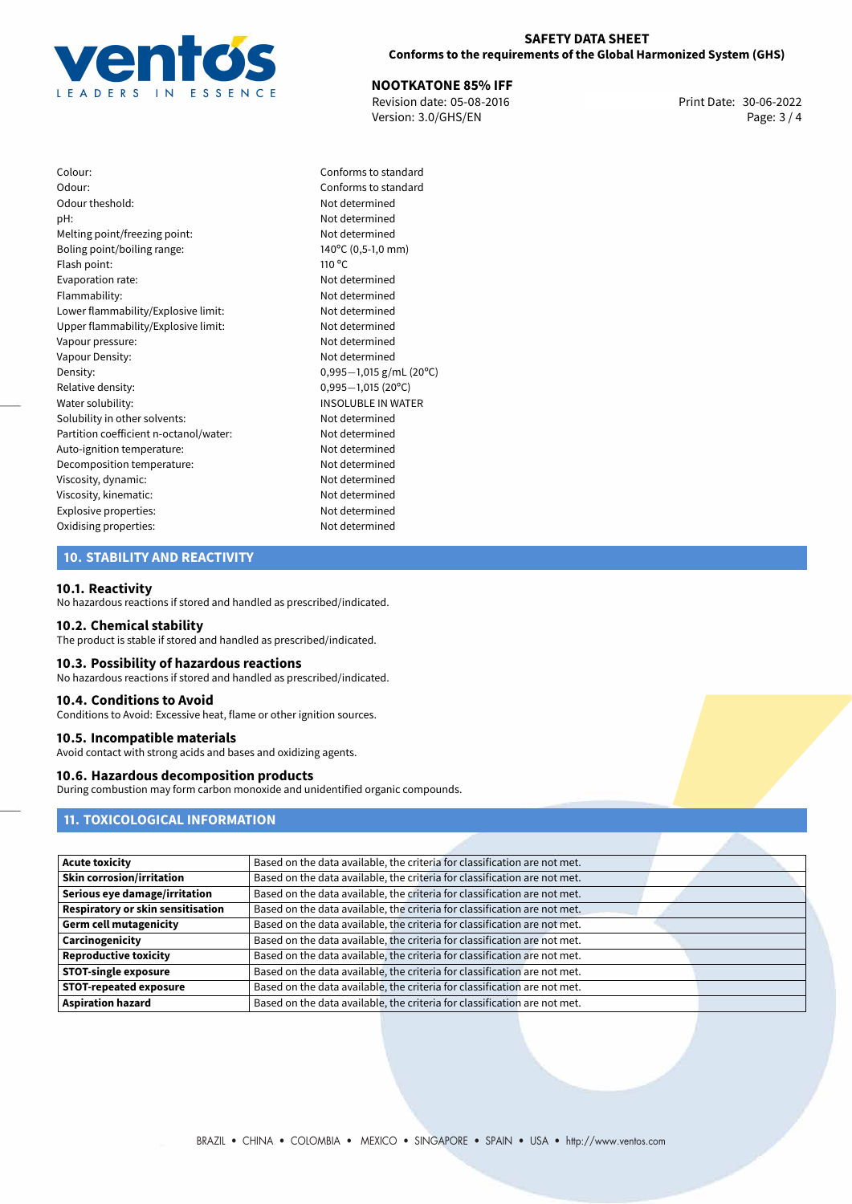| | |
|---|---|
| Colour: | Conforms to standard |
| Odour: | Conforms to standard |
| Odour theshold: | Not determined |
| pH: | Not determined |
| Melting point/freezing point: | Not determined |
| Boling point/boiling range: | 140°C (0,5-1,0 mm) |
| Flash point: | 110 °C |
| Evaporation rate: | Not determined |
| Flammability: | Not determined |
| Lower flammability/Explosive limit: | Not determined |
| Upper flammability/Explosive limit: | Not determined |
| Vapour pressure: | Not determined |
| Vapour Density: | Not determined |
| Density: | 0,995—1,015 g/mL (20°C) |
| Relative density: | 0,995—1,015 (20°C) |
| Water solubility: | INSOLUBLE IN WATER |
| Solubility in other solvents: | Not determined |
| Partition coefficient n-octanol/water: | Not determined |
| Auto-ignition temperature: | Not determined |
| Decomposition temperature: | Not determined |
| Viscosity, dynamic: | Not determined |
| Viscosity, kinematic: | Not determined |
| Explosive properties: | Not determined |
| Oxidising properties: | Not determined |

## 10. STABILITY AND REACTIVITY

### 10.1. Reactivity
No hazardous reactions if stored and handled as prescribed/indicated.

### 10.2. Chemical stability
The product is stable if stored and handled as prescribed/indicated.

### 10.3. Possibility of hazardous reactions
No hazardous reactions if stored and handled as prescribed/indicated.

### 10.4. Conditions to Avoid
Conditions to Avoid: Excessive heat, flame or other ignition sources.

### 10.5. Incompatible materials
Avoid contact with strong acids and bases and oxidizing agents.

### 10.6. Hazardous decomposition products
During combustion may form carbon monoxide and unidentified organic compounds.

## 11. TOXICOLOGICAL INFORMATION

| | |
|---|---|
| **Acute toxicity** | Based on the data available, the criteria for classification are not met. |
| **Skin corrosion/irritation** | Based on the data available, the criteria for classification are not met. |
| **Serious eye damage/irritation** | Based on the data available, the criteria for classification are not met. |
| **Respiratory or skin sensitisation** | Based on the data available, the criteria for classification are not met. |
| **Germ cell mutagenicity** | Based on the data available, the criteria for classification are not met. |
| **Carcinogenicity** | Based on the data available, the criteria for classification are not met. |
| **Reproductive toxicity** | Based on the data available, the criteria for classification are not met. |
| **STOT-single exposure** | Based on the data available, the criteria for classification are not met. |
| **STOT-repeated exposure** | Based on the data available, the criteria for classification are not met. |
| **Aspiration hazard** | Based on the data available, the criteria for classification are not met. |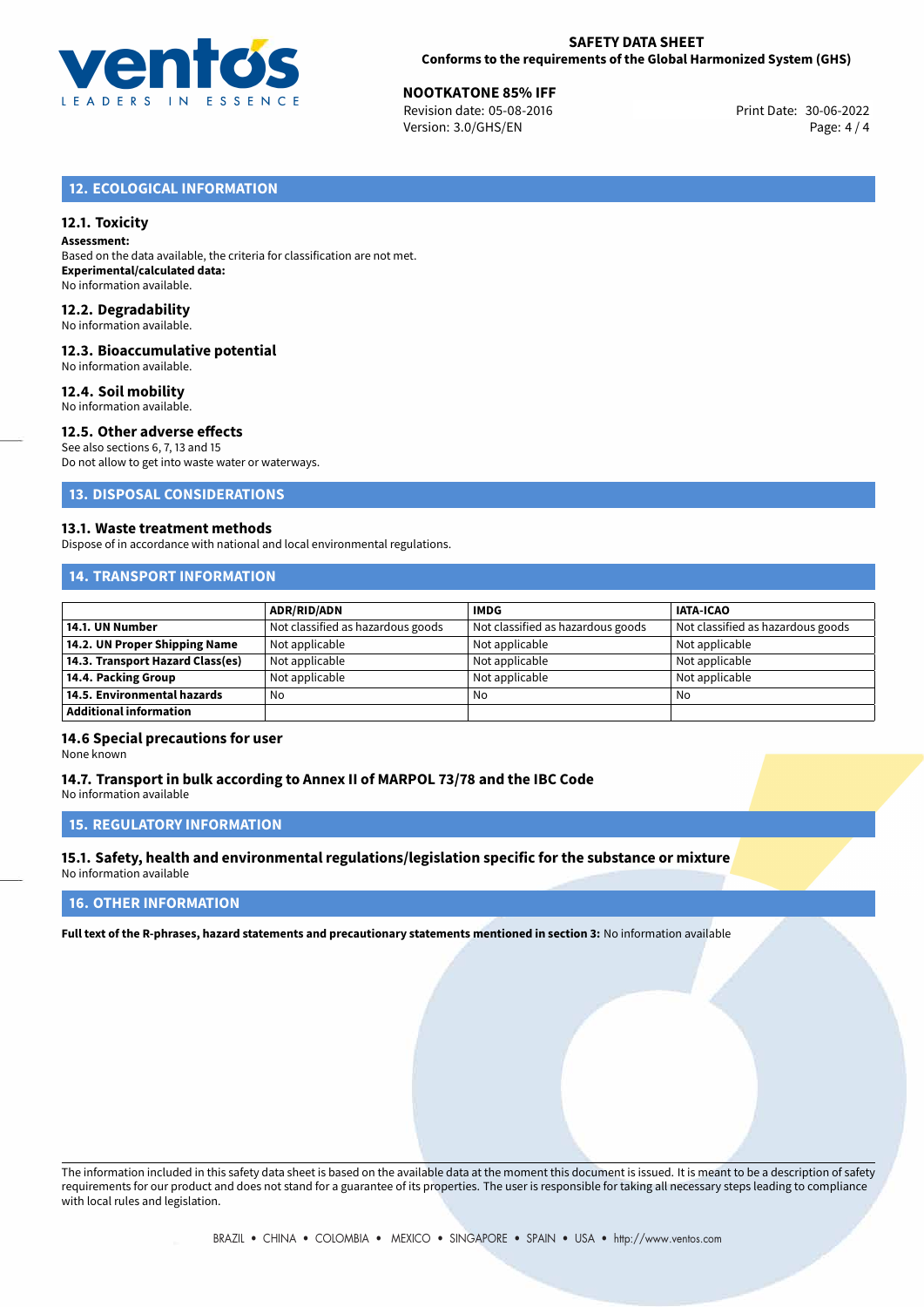## 12. ECOLOGICAL INFORMATION

### 12.1. Toxicity

**Assessment:**
Based on the data available, the criteria for classification are not met.
**Experimental/calculated data:**
No information available.

### 12.2. Degradability

No information available.

### 12.3. Bioaccumulative potential

No information available.

### 12.4. Soil mobility

No information available.

### 12.5. Other adverse effects

See also sections 6, 7, 13 and 15
Do not allow to get into waste water or waterways.

## 13. DISPOSAL CONSIDERATIONS

### 13.1. Waste treatment methods

Dispose of in accordance with national and local environmental regulations.

## 14. TRANSPORT INFORMATION

| | ADR/RID/ADN | IMDG | IATA-ICAO |
|---|---|---|---|
| **14.1. UN Number** | Not classified as hazardous goods | Not classified as hazardous goods | Not classified as hazardous goods |
| **14.2. UN Proper Shipping Name** | Not applicable | Not applicable | Not applicable |
| **14.3. Transport Hazard Class(es)** | Not applicable | Not applicable | Not applicable |
| **14.4. Packing Group** | Not applicable | Not applicable | Not applicable |
| **14.5. Environmental hazards** | No | No | No |
| **Additional information** | | | |

### 14.6 Special precautions for user

None known

### 14.7. Transport in bulk according to Annex II of MARPOL 73/78 and the IBC Code

No information available

## 15. REGULATORY INFORMATION

### 15.1. Safety, health and environmental regulations/legislation specific for the substance or mixture

No information available

## 16. OTHER INFORMATION

**Full text of the R-phrases, hazard statements and precautionary statements mentioned in section 3:** No information available

The information included in this safety data sheet is based on the available data at the moment this document is issued. It is meant to be a description of safety requirements for our product and does not stand for a guarantee of its properties. The user is responsible for taking all necessary steps leading to compliance with local rules and legislation.

BRAZIL • CHINA • COLOMBIA • MEXICO • SINGAPORE • SPAIN • USA • http://www.ventos.com